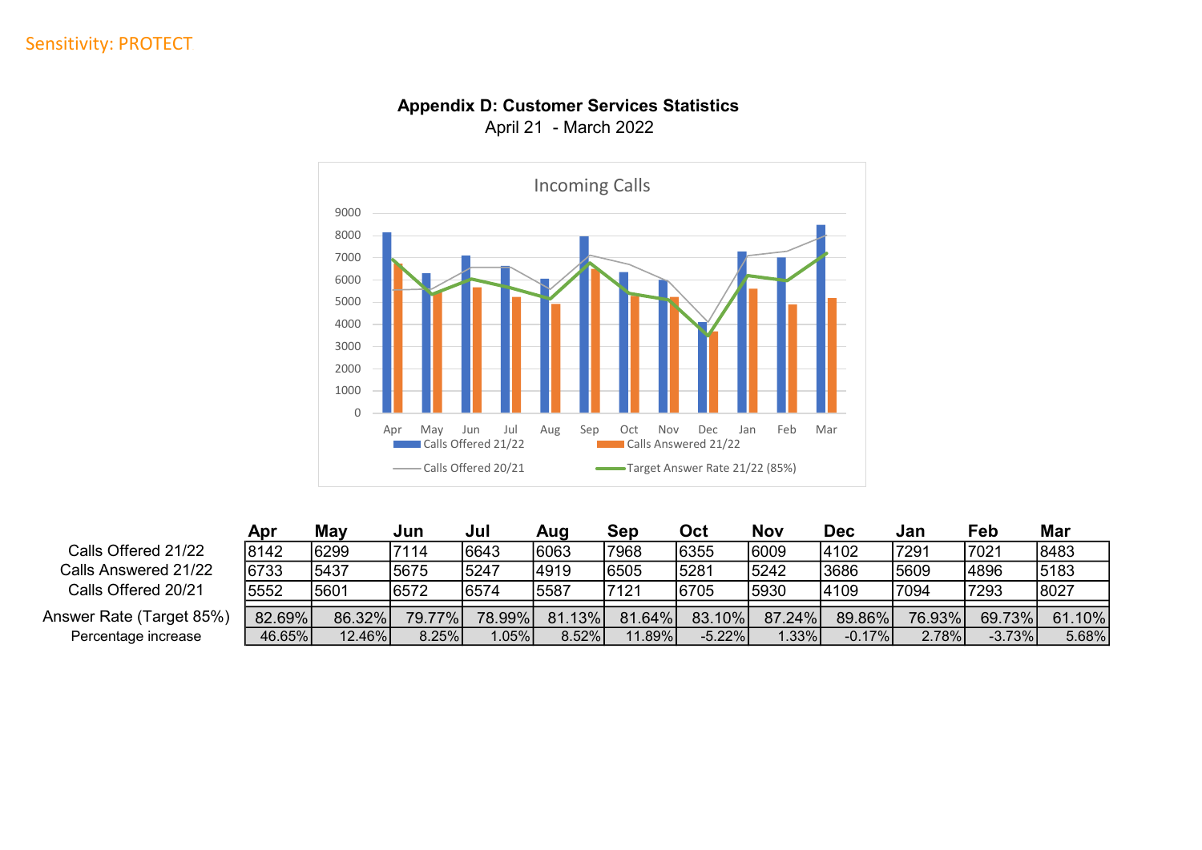Sensitivity: PROTECT

## Appendix D: Customer Services Statistics

April 21 - March 2022

Incoming Calls

| | Apr | May | Jun | Jul | Aug | Sep | Oct | Nov | Dec | Jan | Feb | Mar |
|---|---|---|---|---|---|---|---|---|---|---|---|---|
| Calls Offered 21/22 | 8142 | 6299 | 7114 | 6643 | 6063 | 7968 | 6355 | 6009 | 4102 | 7291 | 7021 | 8483 |
| Calls Answered 21/22 | 6733 | 5437 | 5675 | 5247 | 4919 | 6505 | 5281 | 5242 | 3686 | 5609 | 4896 | 5183 |
| Calls Offered 20/21 | 5552 | 5601 | 6572 | 6574 | 5587 | 7121 | 6705 | 5930 | 4109 | 7094 | 7293 | 8027 |
| Answer Rate (Target 85%) | 82.69% | 86.32% | 79.77% | 78.99% | 81.13% | 81.64% | 83.10% | 87.24% | 89.86% | 76.93% | 69.73% | 61.10% |
| Percentage increase | 46.65% | 12.46% | 8.25% | 1.05% | 8.52% | 11.89% | -5.22% | 1.33% | -0.17% | 2.78% | -3.73% | 5.68% |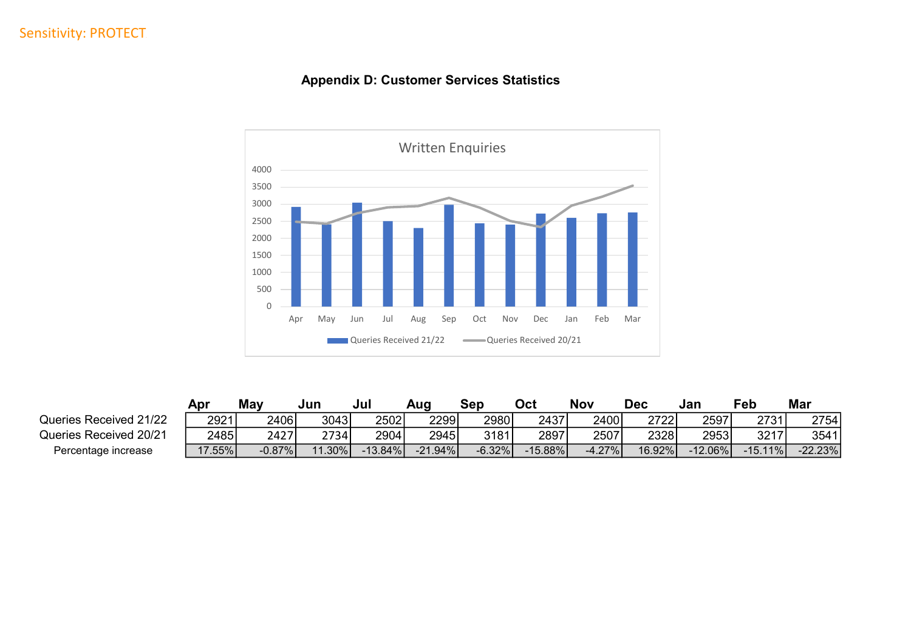Sensitivity: PROTECT

## Appendix D: Customer Services Statistics

Written Enquiries

4000
3500
3000
2500
2000
1500
1000
500
0

Apr May Jun Jul Aug Sep Oct Nov Dec Jan Feb Mar

Queries Received 21/22
Queries Received 20/21

| | Apr | May | Jun | Jul | Aug | Sep | Oct | Nov | Dec | Jan | Feb | Mar |
|---|---|---|---|---|---|---|---|---|---|---|---|---|
| Queries Received 21/22 | 2921 | 2406 | 3043 | 2502 | 2299 | 2980 | 2437 | 2400 | 2722 | 2597 | 2731 | 2754 |
| Queries Received 20/21 | 2485 | 2427 | 2734 | 2904 | 2945 | 3181 | 2897 | 2507 | 2328 | 2953 | 3217 | 3541 |
| Percentage increase | 17.55% | -0.87% | 11.30% | -13.84% | -21.94% | -6.32% | -15.88% | -4.27% | 16.92% | -12.06% | -15.11% | -22.23% |